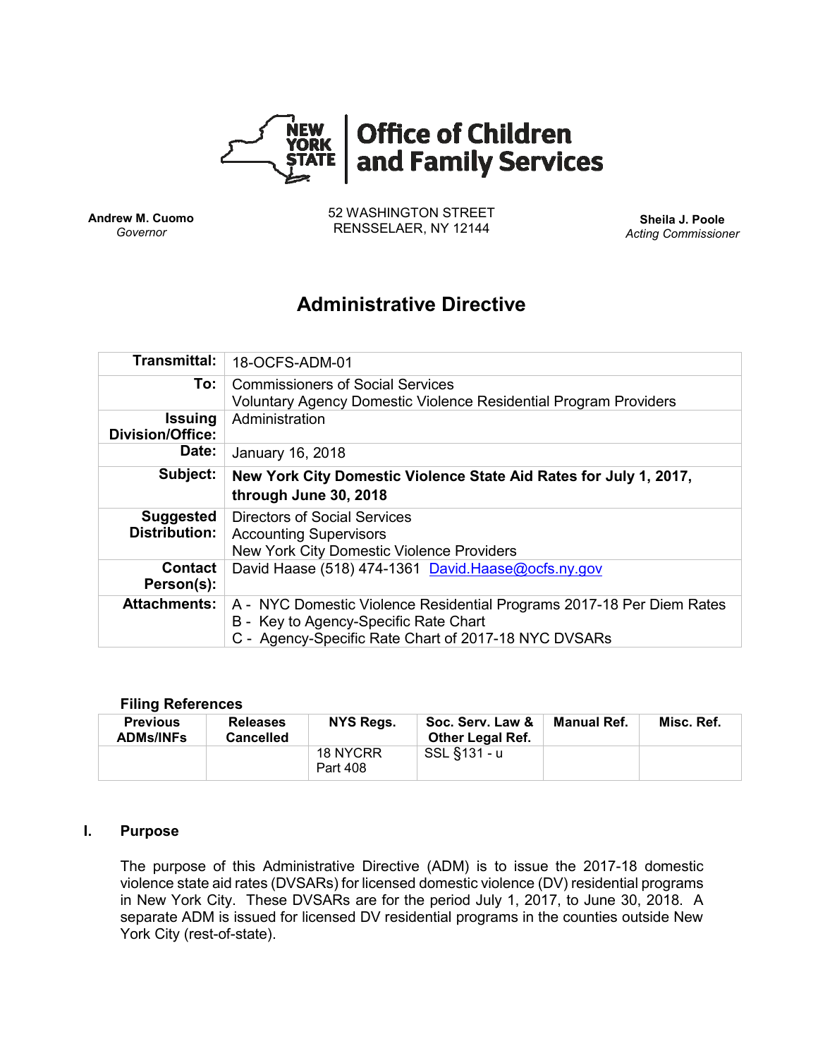# Office of Children and Family Services

**Andrew M. Cuomo**
*Governor*

52 WASHINGTON STREET
RENSSELAER, NY 12144

**Sheila J. Poole**
*Acting Commissioner*

## Administrative Directive

| | |
|---|---|
| **Transmittal:** | 18-OCFS-ADM-01 |
| **To:** | Commissioners of Social Services<br>Voluntary Agency Domestic Violence Residential Program Providers |
| **Issuing Division/Office:** | Administration |
| **Date:** | January 16, 2018 |
| **Subject:** | **New York City Domestic Violence State Aid Rates for July 1, 2017, through June 30, 2018** |
| **Suggested Distribution:** | Directors of Social Services<br>Accounting Supervisors<br>New York City Domestic Violence Providers |
| **Contact Person(s):** | David Haase (518) 474-1361 David.Haase@ocfs.ny.gov |
| **Attachments:** | A - NYC Domestic Violence Residential Programs 2017-18 Per Diem Rates<br>B - Key to Agency-Specific Rate Chart<br>C - Agency-Specific Rate Chart of 2017-18 NYC DVSARs |

### Filing References

| Previous ADMs/INFs | Releases Cancelled | NYS Regs. | Soc. Serv. Law & Other Legal Ref. | Manual Ref. | Misc. Ref. |
|---|---|---|---|---|---|
| | | 18 NYCRR Part 408 | SSL §131 - u | | |

## I. Purpose

The purpose of this Administrative Directive (ADM) is to issue the 2017-18 domestic violence state aid rates (DVSARs) for licensed domestic violence (DV) residential programs in New York City. These DVSARs are for the period July 1, 2017, to June 30, 2018. A separate ADM is issued for licensed DV residential programs in the counties outside New York City (rest-of-state).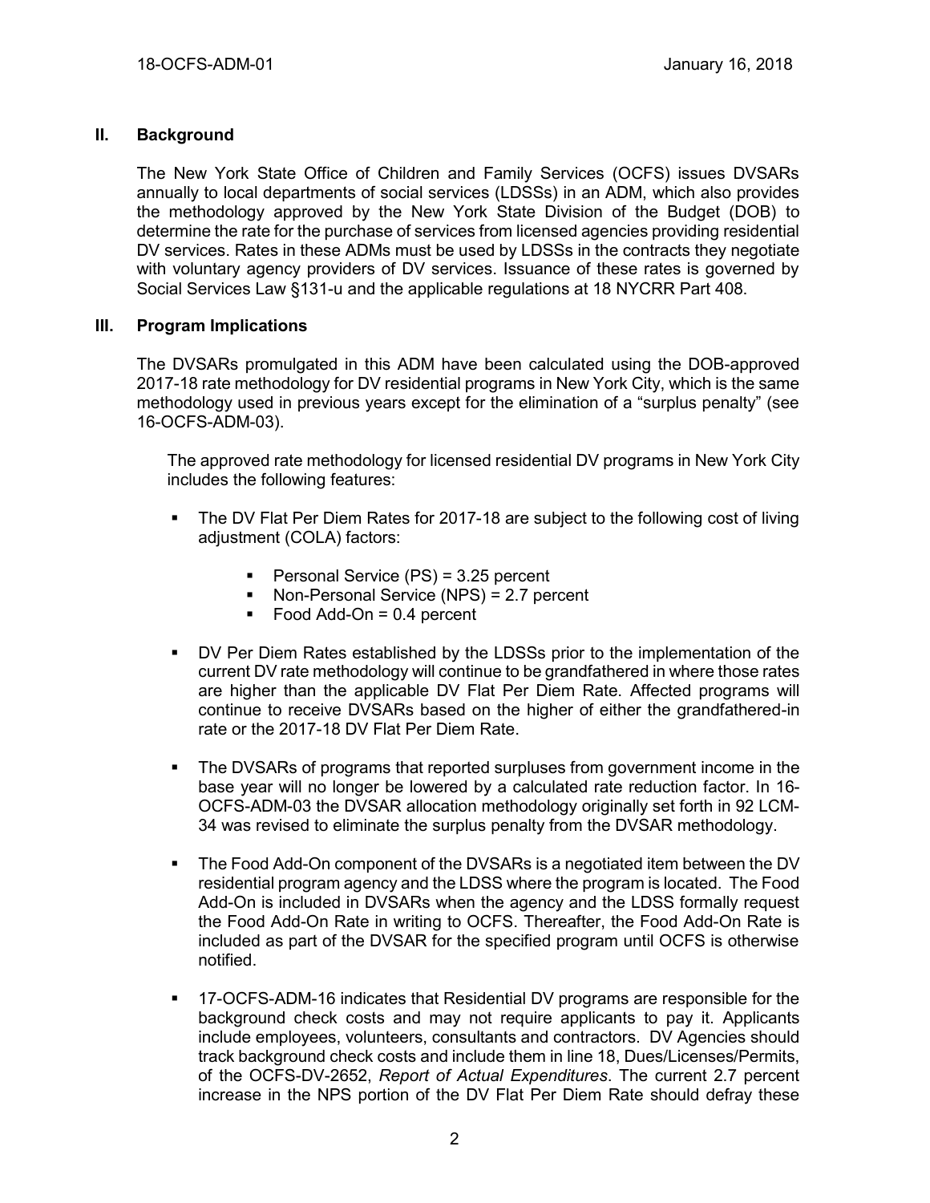## II. Background

The New York State Office of Children and Family Services (OCFS) issues DVSARs annually to local departments of social services (LDSSs) in an ADM, which also provides the methodology approved by the New York State Division of the Budget (DOB) to determine the rate for the purchase of services from licensed agencies providing residential DV services. Rates in these ADMs must be used by LDSSs in the contracts they negotiate with voluntary agency providers of DV services. Issuance of these rates is governed by Social Services Law §131-u and the applicable regulations at 18 NYCRR Part 408.

## III. Program Implications

The DVSARs promulgated in this ADM have been calculated using the DOB-approved 2017-18 rate methodology for DV residential programs in New York City, which is the same methodology used in previous years except for the elimination of a "surplus penalty" (see 16-OCFS-ADM-03).

The approved rate methodology for licensed residential DV programs in New York City includes the following features:

- The DV Flat Per Diem Rates for 2017-18 are subject to the following cost of living adjustment (COLA) factors:
  - Personal Service (PS) = 3.25 percent
  - Non-Personal Service (NPS) = 2.7 percent
  - Food Add-On = 0.4 percent
- DV Per Diem Rates established by the LDSSs prior to the implementation of the current DV rate methodology will continue to be grandfathered in where those rates are higher than the applicable DV Flat Per Diem Rate. Affected programs will continue to receive DVSARs based on the higher of either the grandfathered-in rate or the 2017-18 DV Flat Per Diem Rate.
- The DVSARs of programs that reported surpluses from government income in the base year will no longer be lowered by a calculated rate reduction factor. In 16-OCFS-ADM-03 the DVSAR allocation methodology originally set forth in 92 LCM-34 was revised to eliminate the surplus penalty from the DVSAR methodology.
- The Food Add-On component of the DVSARs is a negotiated item between the DV residential program agency and the LDSS where the program is located. The Food Add-On is included in DVSARs when the agency and the LDSS formally request the Food Add-On Rate in writing to OCFS. Thereafter, the Food Add-On Rate is included as part of the DVSAR for the specified program until OCFS is otherwise notified.
- 17-OCFS-ADM-16 indicates that Residential DV programs are responsible for the background check costs and may not require applicants to pay it. Applicants include employees, volunteers, consultants and contractors. DV Agencies should track background check costs and include them in line 18, Dues/Licenses/Permits, of the OCFS-DV-2652, *Report of Actual Expenditures*. The current 2.7 percent increase in the NPS portion of the DV Flat Per Diem Rate should defray these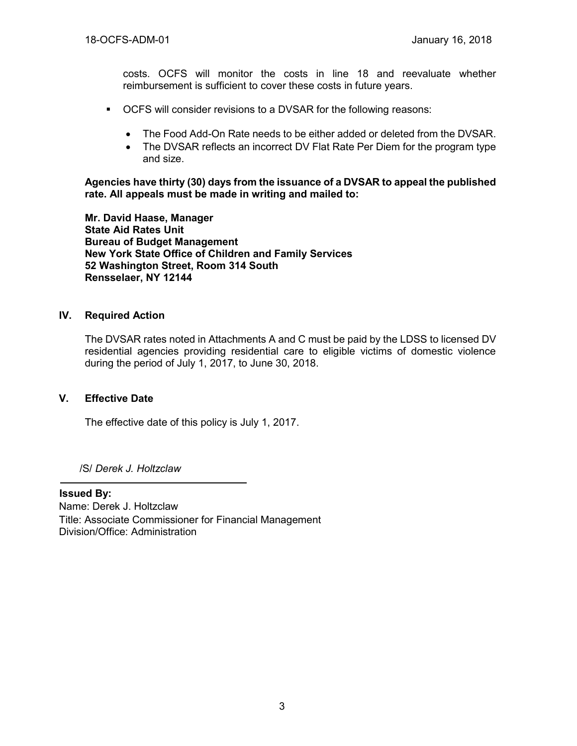costs. OCFS will monitor the costs in line 18 and reevaluate whether reimbursement is sufficient to cover these costs in future years.

- OCFS will consider revisions to a DVSAR for the following reasons:
  - The Food Add-On Rate needs to be either added or deleted from the DVSAR.
  - The DVSAR reflects an incorrect DV Flat Rate Per Diem for the program type and size.

**Agencies have thirty (30) days from the issuance of a DVSAR to appeal the published rate. All appeals must be made in writing and mailed to:**

**Mr. David Haase, Manager**
**State Aid Rates Unit**
**Bureau of Budget Management**
**New York State Office of Children and Family Services**
**52 Washington Street, Room 314 South**
**Rensselaer, NY 12144**

## IV. Required Action

The DVSAR rates noted in Attachments A and C must be paid by the LDSS to licensed DV residential agencies providing residential care to eligible victims of domestic violence during the period of July 1, 2017, to June 30, 2018.

## V. Effective Date

The effective date of this policy is July 1, 2017.

/S/ *Derek J. Holtzclaw*

**Issued By:**
Name: Derek J. Holtzclaw
Title: Associate Commissioner for Financial Management
Division/Office: Administration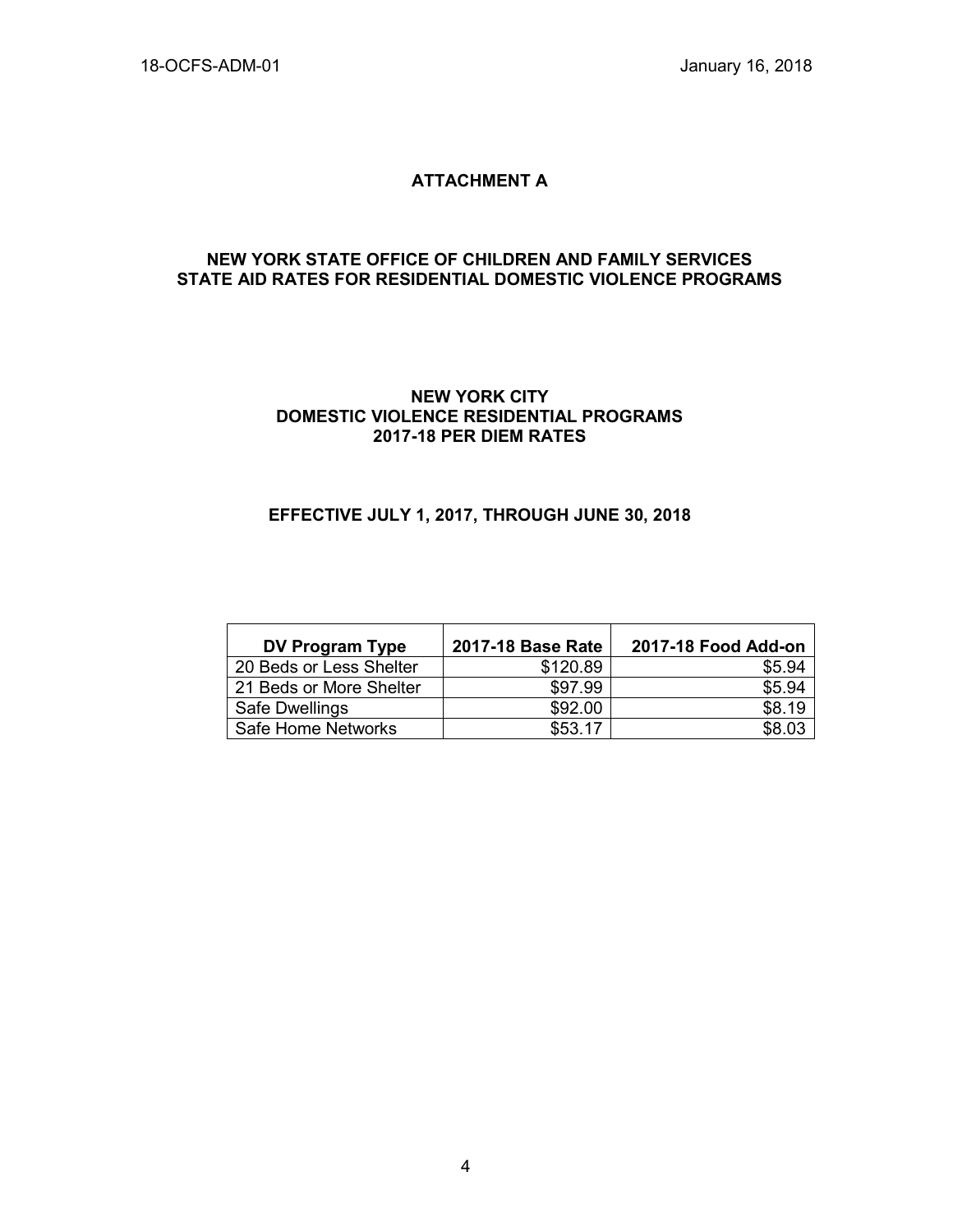## ATTACHMENT A

### NEW YORK STATE OFFICE OF CHILDREN AND FAMILY SERVICES STATE AID RATES FOR RESIDENTIAL DOMESTIC VIOLENCE PROGRAMS

### NEW YORK CITY DOMESTIC VIOLENCE RESIDENTIAL PROGRAMS 2017-18 PER DIEM RATES

**EFFECTIVE JULY 1, 2017, THROUGH JUNE 30, 2018**

| DV Program Type | 2017-18 Base Rate | 2017-18 Food Add-on |
|---|---|---|
| 20 Beds or Less Shelter | $120.89 | $5.94 |
| 21 Beds or More Shelter | $97.99 | $5.94 |
| Safe Dwellings | $92.00 | $8.19 |
| Safe Home Networks | $53.17 | $8.03 |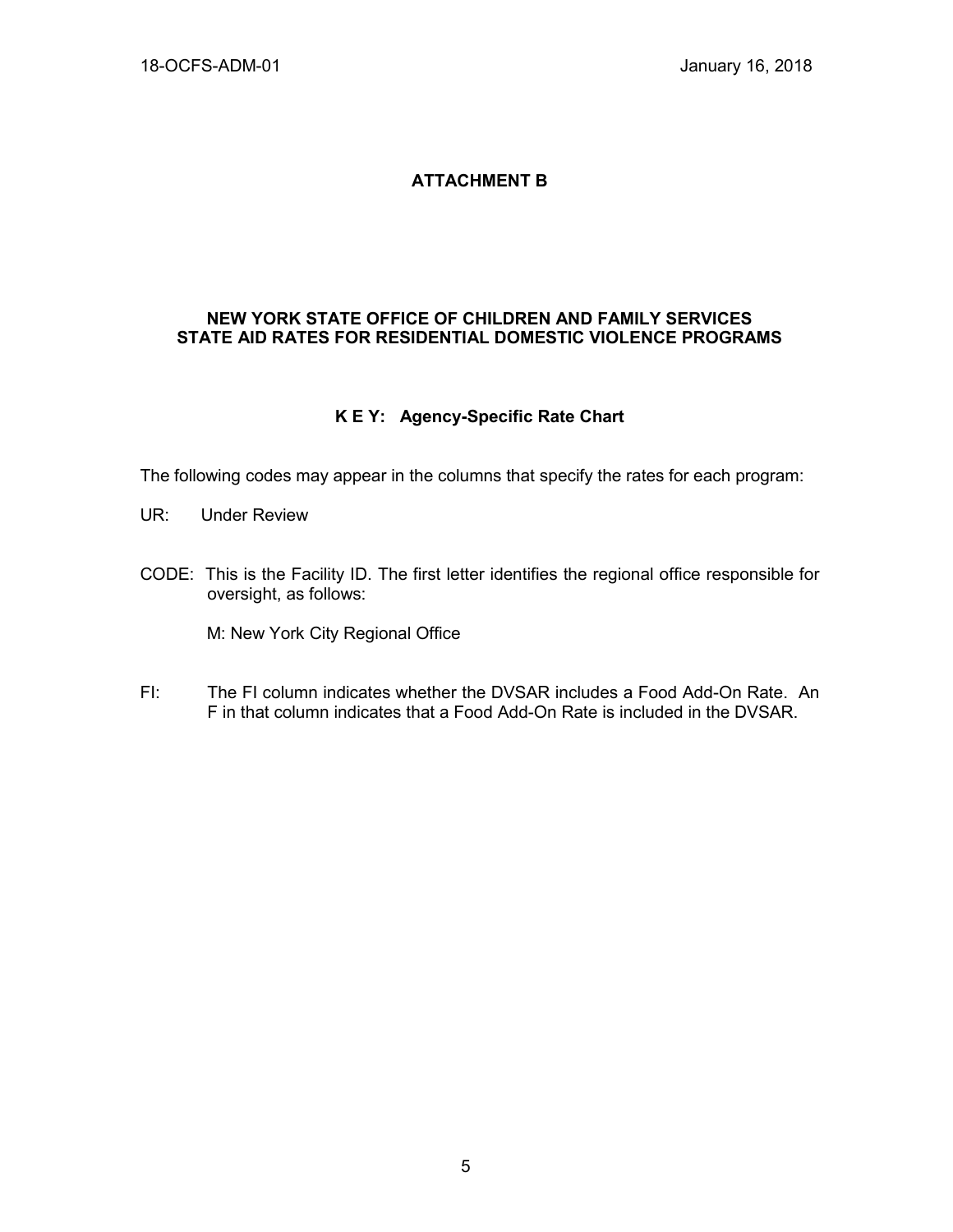# ATTACHMENT B

## NEW YORK STATE OFFICE OF CHILDREN AND FAMILY SERVICES STATE AID RATES FOR RESIDENTIAL DOMESTIC VIOLENCE PROGRAMS

### K E Y: Agency-Specific Rate Chart

The following codes may appear in the columns that specify the rates for each program:

UR: Under Review

CODE: This is the Facility ID. The first letter identifies the regional office responsible for oversight, as follows:

M: New York City Regional Office

FI: The FI column indicates whether the DVSAR includes a Food Add-On Rate. An F in that column indicates that a Food Add-On Rate is included in the DVSAR.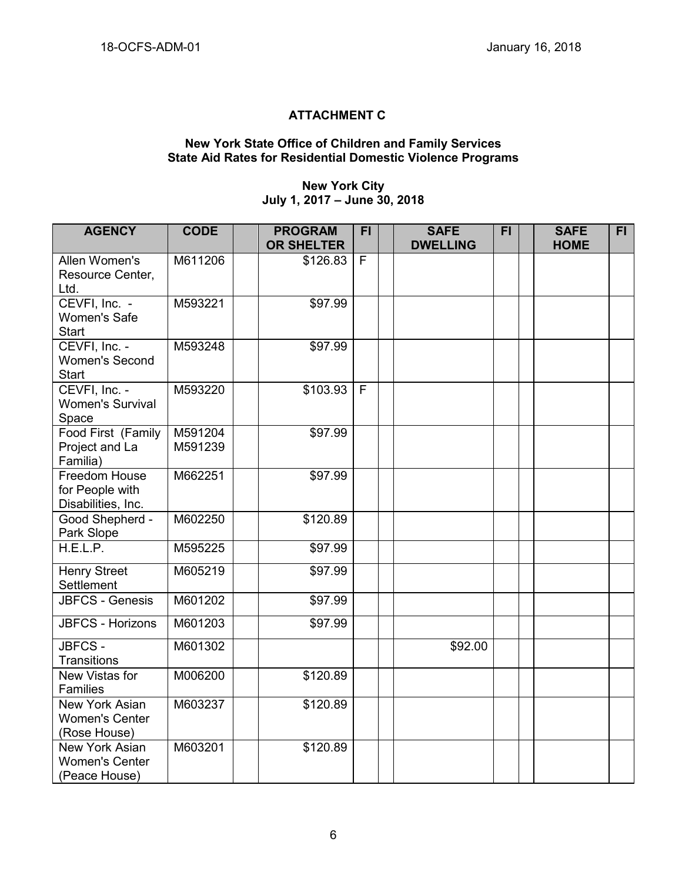## ATTACHMENT C

### New York State Office of Children and Family Services
### State Aid Rates for Residential Domestic Violence Programs

### New York City
### July 1, 2017 – June 30, 2018

| AGENCY | CODE | | PROGRAM OR SHELTER | FI | | SAFE DWELLING | FI | | SAFE HOME | FI |
|---|---|---|---|---|---|---|---|---|---|---|
| Allen Women's Resource Center, Ltd. | M611206 | | $126.83 | F | | | | | | |
| CEVFI, Inc. - Women's Safe Start | M593221 | | $97.99 | | | | | | | |
| CEVFI, Inc. - Women's Second Start | M593248 | | $97.99 | | | | | | | |
| CEVFI, Inc. - Women's Survival Space | M593220 | | $103.93 | F | | | | | | |
| Food First (Family Project and La Familia) | M591204 M591239 | | $97.99 | | | | | | | |
| Freedom House for People with Disabilities, Inc. | M662251 | | $97.99 | | | | | | | |
| Good Shepherd - Park Slope | M602250 | | $120.89 | | | | | | | |
| H.E.L.P. | M595225 | | $97.99 | | | | | | | |
| Henry Street Settlement | M605219 | | $97.99 | | | | | | | |
| JBFCS - Genesis | M601202 | | $97.99 | | | | | | | |
| JBFCS - Horizons | M601203 | | $97.99 | | | | | | | |
| JBFCS - Transitions | M601302 | | | | | $92.00 | | | | |
| New Vistas for Families | M006200 | | $120.89 | | | | | | | |
| New York Asian Women's Center (Rose House) | M603237 | | $120.89 | | | | | | | |
| New York Asian Women's Center (Peace House) | M603201 | | $120.89 | | | | | | | |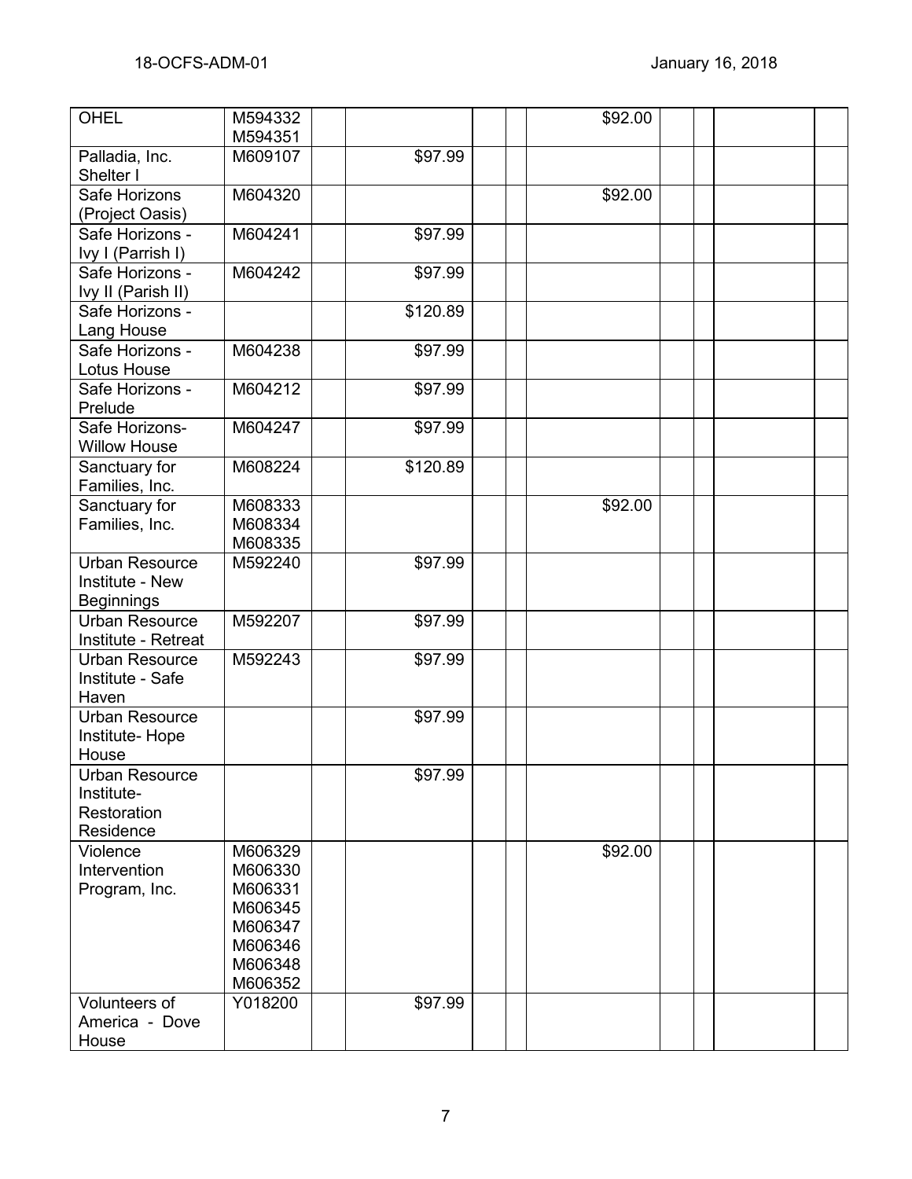| | | | | | | | | | | |
|---|---|---|---|---|---|---|---|---|---|---|
| OHEL | M594332 M594351 | | | | | $92.00 | | | | |
| Palladia, Inc. Shelter I | M609107 | | $97.99 | | | | | | | |
| Safe Horizons (Project Oasis) | M604320 | | | | | $92.00 | | | | |
| Safe Horizons - Ivy I (Parrish I) | M604241 | | $97.99 | | | | | | | |
| Safe Horizons - Ivy II (Parish II) | M604242 | | $97.99 | | | | | | | |
| Safe Horizons - Lang House | | | $120.89 | | | | | | | |
| Safe Horizons - Lotus House | M604238 | | $97.99 | | | | | | | |
| Safe Horizons - Prelude | M604212 | | $97.99 | | | | | | | |
| Safe Horizons- Willow House | M604247 | | $97.99 | | | | | | | |
| Sanctuary for Families, Inc. | M608224 | | $120.89 | | | | | | | |
| Sanctuary for Families, Inc. | M608333 M608334 M608335 | | | | | $92.00 | | | | |
| Urban Resource Institute - New Beginnings | M592240 | | $97.99 | | | | | | | |
| Urban Resource Institute - Retreat | M592207 | | $97.99 | | | | | | | |
| Urban Resource Institute - Safe Haven | M592243 | | $97.99 | | | | | | | |
| Urban Resource Institute- Hope House | | | $97.99 | | | | | | | |
| Urban Resource Institute- Restoration Residence | | | $97.99 | | | | | | | |
| Violence Intervention Program, Inc. | M606329 M606330 M606331 M606345 M606347 M606346 M606348 M606352 | | | | | $92.00 | | | | |
| Volunteers of America - Dove House | Y018200 | | $97.99 | | | | | | | |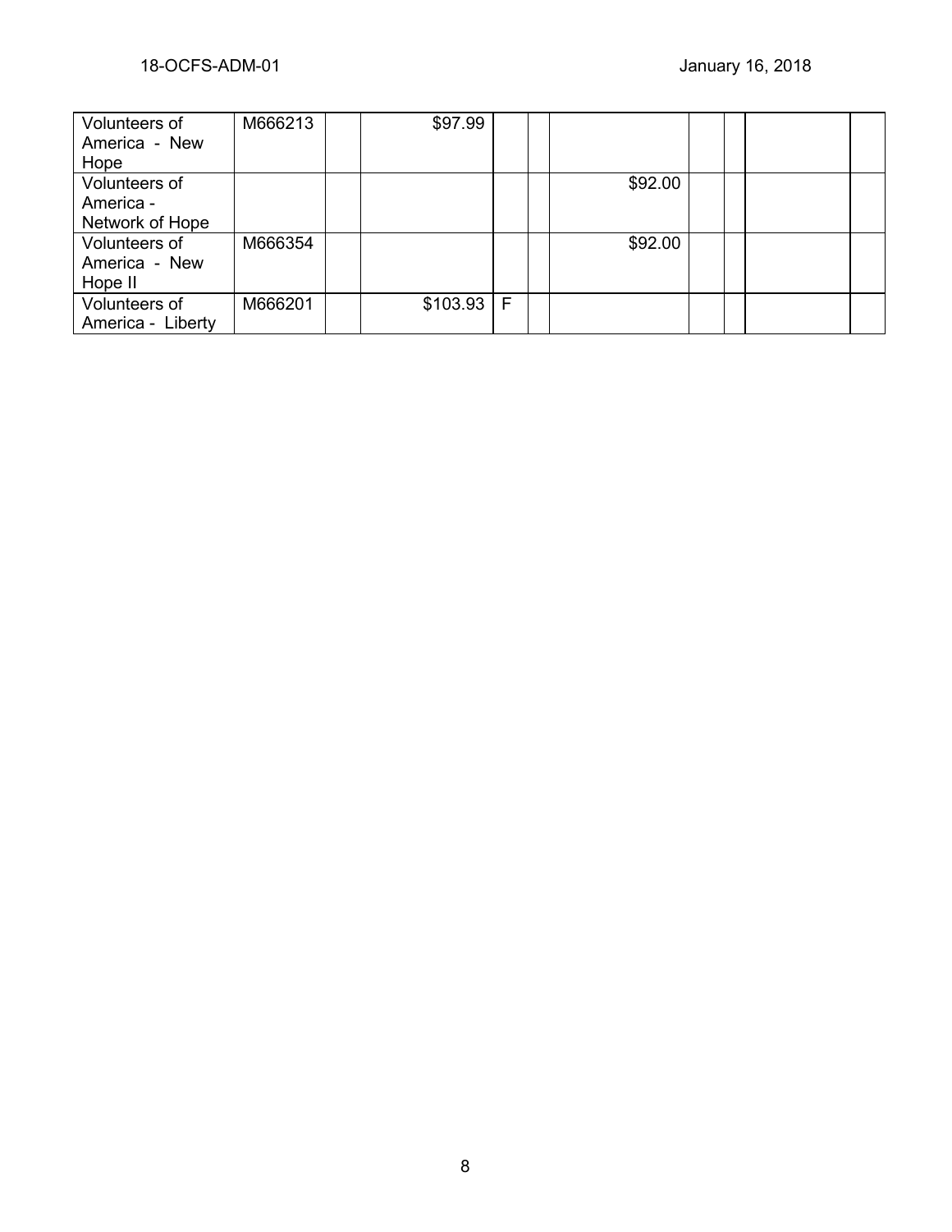| | | | | | | | | | | |
|---|---|---|---|---|---|---|---|---|---|---|
| Volunteers of America - New Hope | M666213 | | $97.99 | | | | | | | |
| Volunteers of America - Network of Hope | | | | | | $92.00 | | | | |
| Volunteers of America - New Hope II | M666354 | | | | | $92.00 | | | | |
| Volunteers of America - Liberty | M666201 | | $103.93 | F | | | | | | |